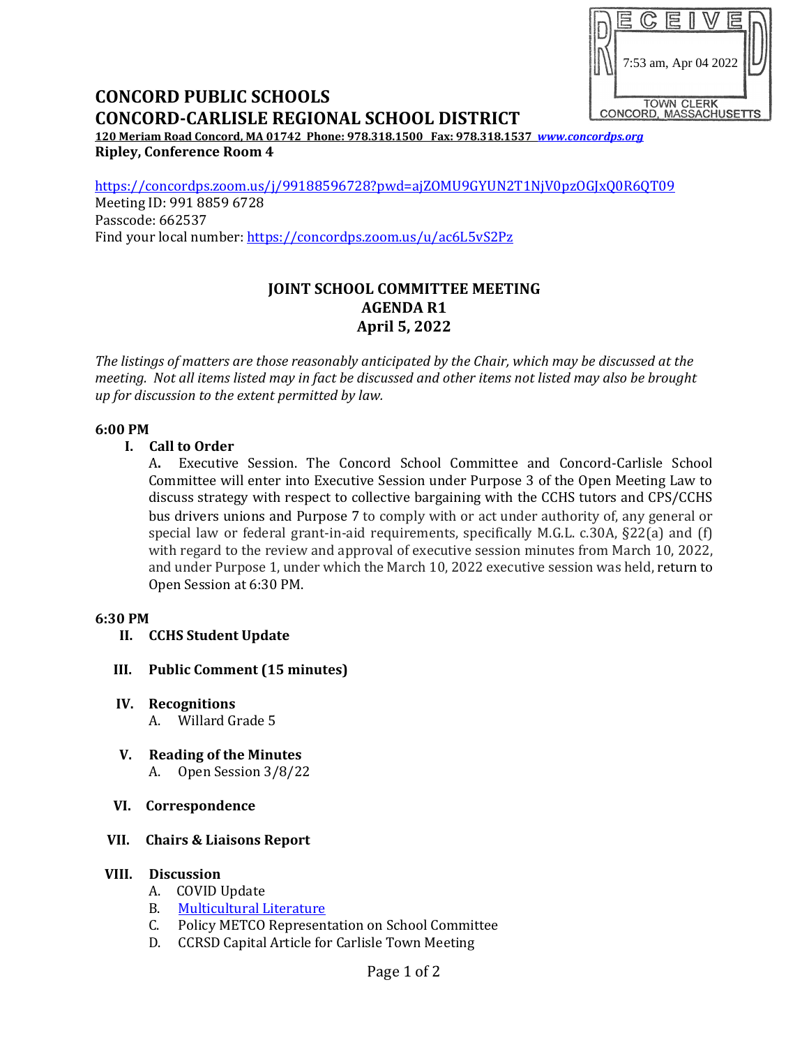RECEIVED
7:53 am, Apr 04 2022
TOWN CLERK
CONCORD, MASSACHUSETTS

# CONCORD PUBLIC SCHOOLS
# CONCORD-CARLISLE REGIONAL SCHOOL DISTRICT

**120 Meriam Road Concord, MA 01742 Phone: 978.318.1500 Fax: 978.318.1537 www.concordps.org**
**Ripley, Conference Room 4**

https://concordps.zoom.us/j/99188596728?pwd=ajZOMU9GYUN2T1NjV0pzOGJxQ0R6QT09
Meeting ID: 991 8859 6728
Passcode: 662537
Find your local number: https://concordps.zoom.us/u/ac6L5vS2Pz

## JOINT SCHOOL COMMITTEE MEETING
## AGENDA R1
## April 5, 2022

*The listings of matters are those reasonably anticipated by the Chair, which may be discussed at the meeting. Not all items listed may in fact be discussed and other items not listed may also be brought up for discussion to the extent permitted by law.*

**6:00 PM**

**I. Call to Order**

A. Executive Session. The Concord School Committee and Concord-Carlisle School Committee will enter into Executive Session under Purpose 3 of the Open Meeting Law to discuss strategy with respect to collective bargaining with the CCHS tutors and CPS/CCHS bus drivers unions and Purpose 7 to comply with or act under authority of, any general or special law or federal grant-in-aid requirements, specifically M.G.L. c.30A, §22(a) and (f) with regard to the review and approval of executive session minutes from March 10, 2022, and under Purpose 1, under which the March 10, 2022 executive session was held, return to Open Session at 6:30 PM.

**6:30 PM**

**II. CCHS Student Update**

**III. Public Comment (15 minutes)**

**IV. Recognitions**

A. Willard Grade 5

**V. Reading of the Minutes**

A. Open Session 3/8/22

**VI. Correspondence**

**VII. Chairs & Liaisons Report**

**VIII. Discussion**

A. COVID Update
B. Multicultural Literature
C. Policy METCO Representation on School Committee
D. CCRSD Capital Article for Carlisle Town Meeting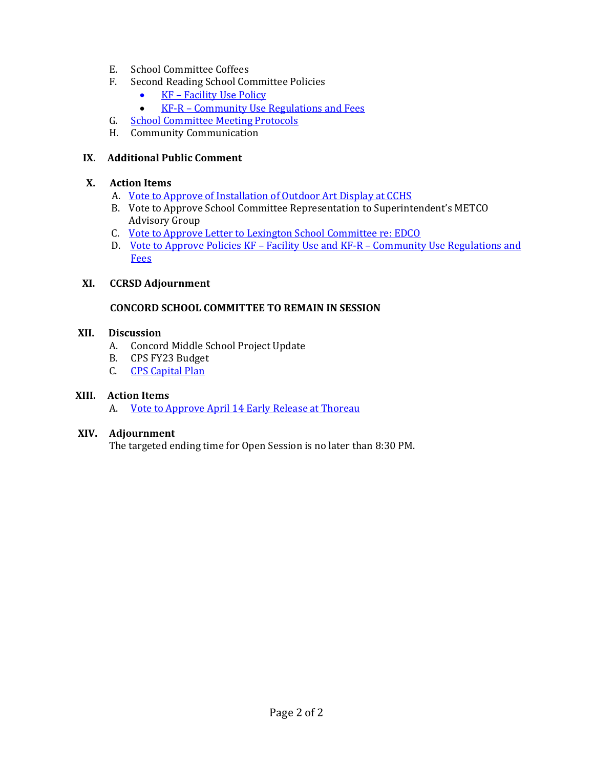E. School Committee Coffees
F. Second Reading School Committee Policies
   - KF – Facility Use Policy
   - KF-R – Community Use Regulations and Fees
G. School Committee Meeting Protocols
H. Community Communication

## IX. Additional Public Comment

## X. Action Items

A. Vote to Approve of Installation of Outdoor Art Display at CCHS
B. Vote to Approve School Committee Representation to Superintendent's METCO Advisory Group
C. Vote to Approve Letter to Lexington School Committee re: EDCO
D. Vote to Approve Policies KF – Facility Use and KF-R – Community Use Regulations and Fees

## XI. CCRSD Adjournment

**CONCORD SCHOOL COMMITTEE TO REMAIN IN SESSION**

## XII. Discussion

A. Concord Middle School Project Update
B. CPS FY23 Budget
C. CPS Capital Plan

## XIII. Action Items

A. Vote to Approve April 14 Early Release at Thoreau

## XIV. Adjournment

The targeted ending time for Open Session is no later than 8:30 PM.